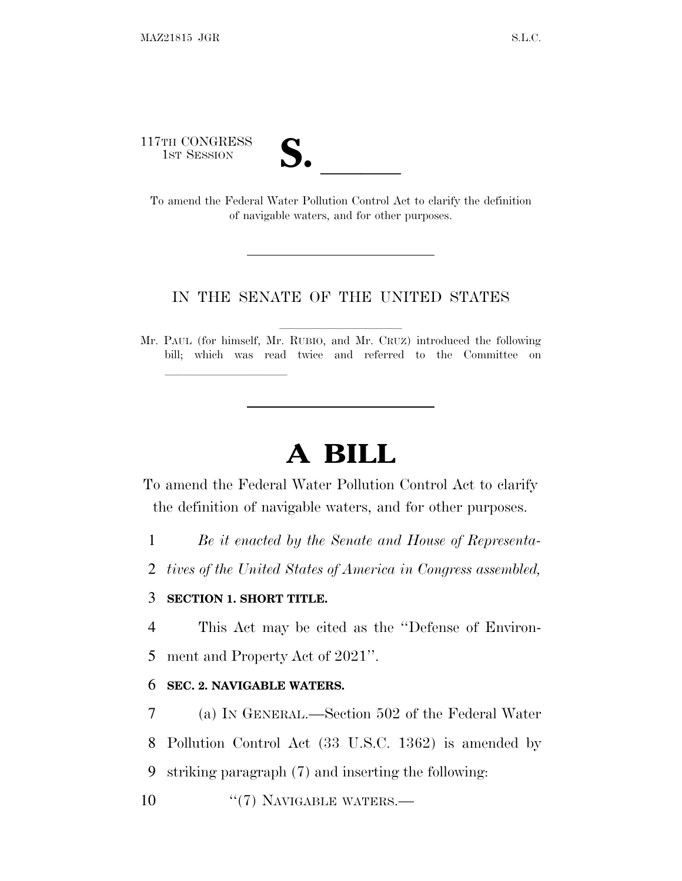117TH CONGRESS
1ST SESSION

# S. \_\_\_\_\_\_

To amend the Federal Water Pollution Control Act to clarify the definition of navigable waters, and for other purposes.

---

IN THE SENATE OF THE UNITED STATES

Mr. PAUL (for himself, Mr. RUBIO, and Mr. CRUZ) introduced the following bill; which was read twice and referred to the Committee on \_\_\_\_\_\_\_\_\_\_\_\_\_\_\_\_

---

# A BILL

To amend the Federal Water Pollution Control Act to clarify the definition of navigable waters, and for other purposes.

1 *Be it enacted by the Senate and House of Representa-*
2 *tives of the United States of America in Congress assembled,*

3 **SECTION 1. SHORT TITLE.**

4 This Act may be cited as the ''Defense of Environ-
5 ment and Property Act of 2021''.

6 **SEC. 2. NAVIGABLE WATERS.**

7 (a) IN GENERAL.—Section 502 of the Federal Water
8 Pollution Control Act (33 U.S.C. 1362) is amended by
9 striking paragraph (7) and inserting the following:

10 ''(7) NAVIGABLE WATERS.—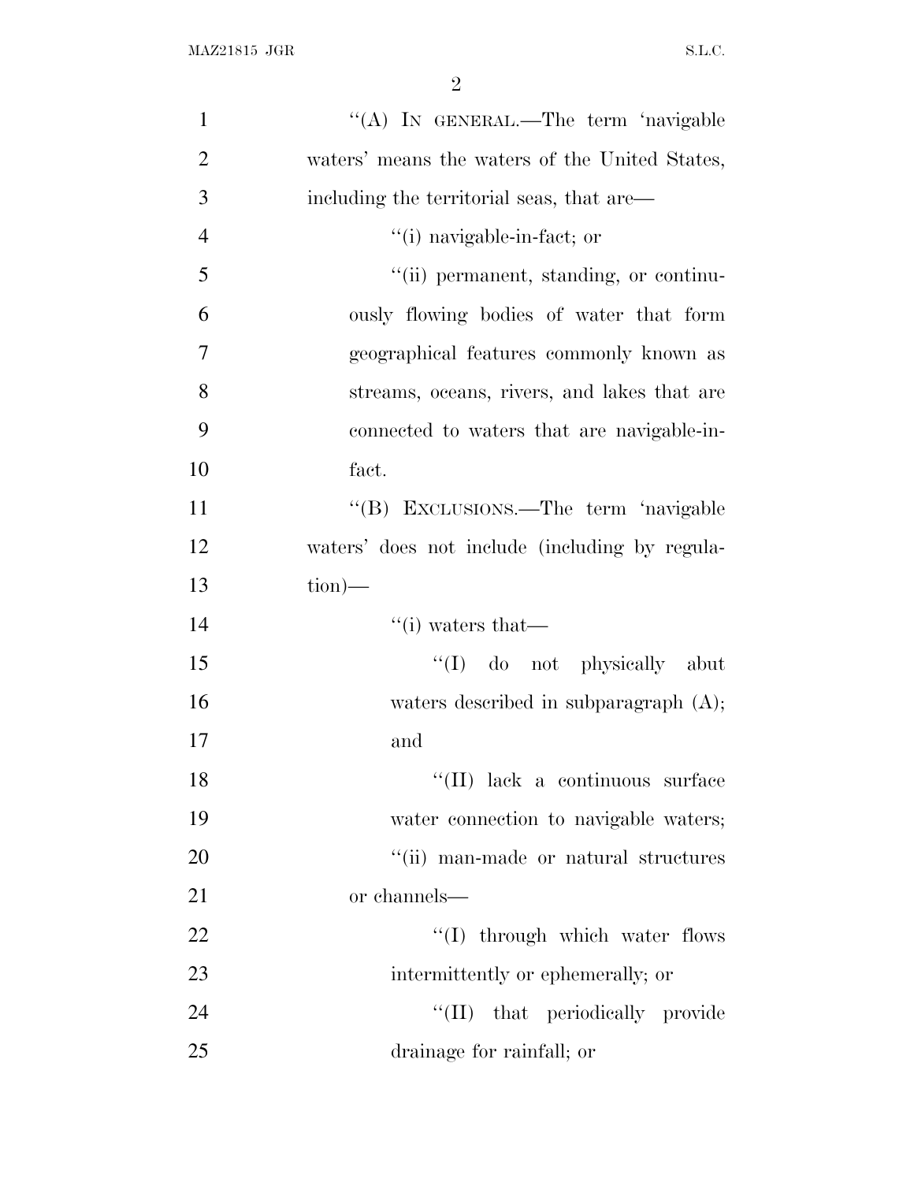''(A) IN GENERAL.—The term 'navigable waters' means the waters of the United States, including the territorial seas, that are—

''(i) navigable-in-fact; or

''(ii) permanent, standing, or continuously flowing bodies of water that form geographical features commonly known as streams, oceans, rivers, and lakes that are connected to waters that are navigable-in-fact.

''(B) EXCLUSIONS.—The term 'navigable waters' does not include (including by regulation)—

''(i) waters that—

''(I) do not physically abut waters described in subparagraph (A); and

''(II) lack a continuous surface water connection to navigable waters;

''(ii) man-made or natural structures or channels—

''(I) through which water flows intermittently or ephemerally; or

''(II) that periodically provide drainage for rainfall; or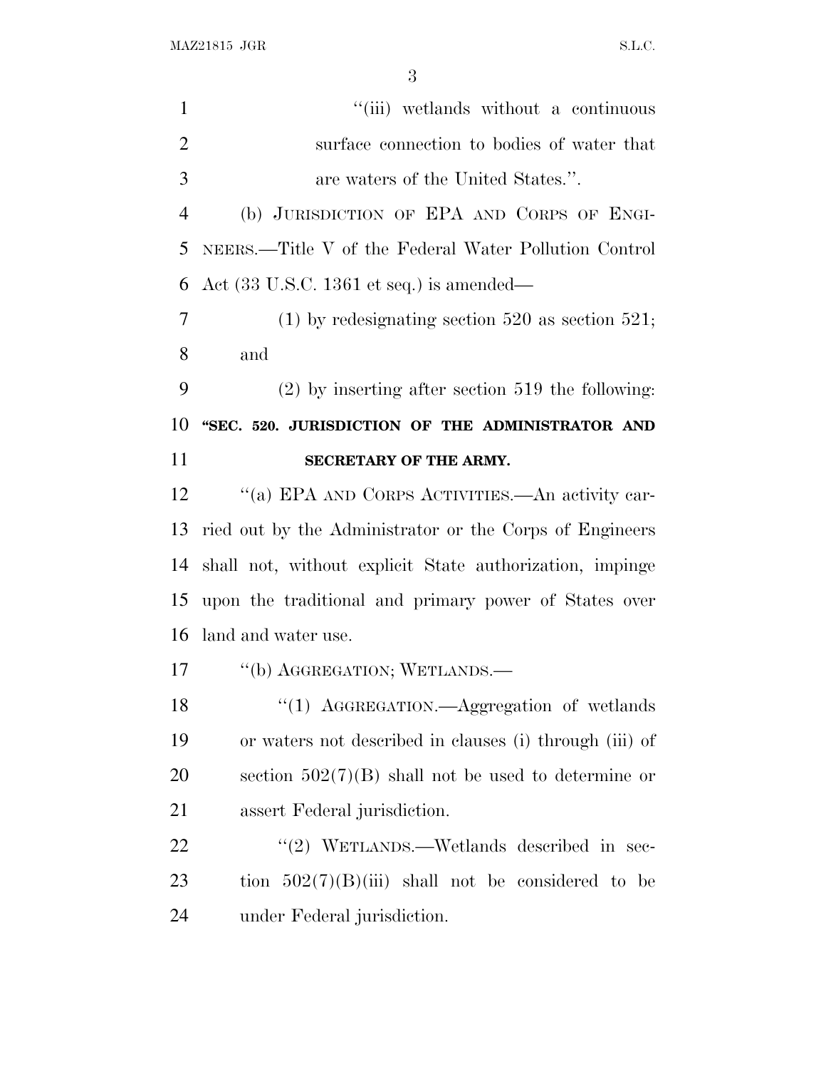"(iii) wetlands without a continuous surface connection to bodies of water that are waters of the United States.".

(b) JURISDICTION OF EPA AND CORPS OF ENGINEERS.—Title V of the Federal Water Pollution Control Act (33 U.S.C. 1361 et seq.) is amended—

(1) by redesignating section 520 as section 521; and

(2) by inserting after section 519 the following:

**"SEC. 520. JURISDICTION OF THE ADMINISTRATOR AND SECRETARY OF THE ARMY.**

"(a) EPA AND CORPS ACTIVITIES.—An activity carried out by the Administrator or the Corps of Engineers shall not, without explicit State authorization, impinge upon the traditional and primary power of States over land and water use.

"(b) AGGREGATION; WETLANDS.—

"(1) AGGREGATION.—Aggregation of wetlands or waters not described in clauses (i) through (iii) of section 502(7)(B) shall not be used to determine or assert Federal jurisdiction.

"(2) WETLANDS.—Wetlands described in section 502(7)(B)(iii) shall not be considered to be under Federal jurisdiction.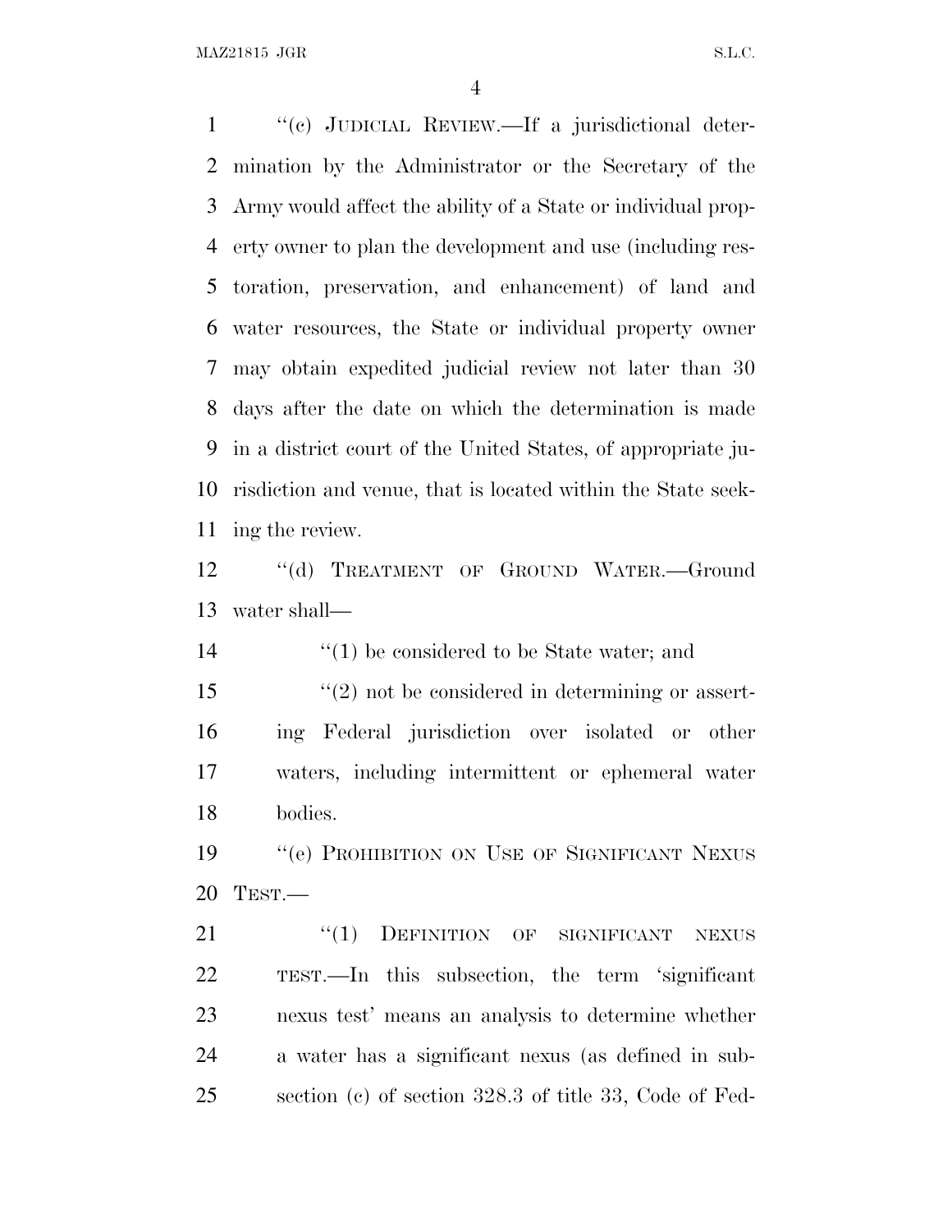''(c) JUDICIAL REVIEW.—If a jurisdictional determination by the Administrator or the Secretary of the Army would affect the ability of a State or individual property owner to plan the development and use (including restoration, preservation, and enhancement) of land and water resources, the State or individual property owner may obtain expedited judicial review not later than 30 days after the date on which the determination is made in a district court of the United States, of appropriate jurisdiction and venue, that is located within the State seeking the review.

''(d) TREATMENT OF GROUND WATER.—Ground water shall—

''(1) be considered to be State water; and

''(2) not be considered in determining or asserting Federal jurisdiction over isolated or other waters, including intermittent or ephemeral water bodies.

''(e) PROHIBITION ON USE OF SIGNIFICANT NEXUS TEST.—

''(1) DEFINITION OF SIGNIFICANT NEXUS TEST.—In this subsection, the term 'significant nexus test' means an analysis to determine whether a water has a significant nexus (as defined in subsection (c) of section 328.3 of title 33, Code of Fed-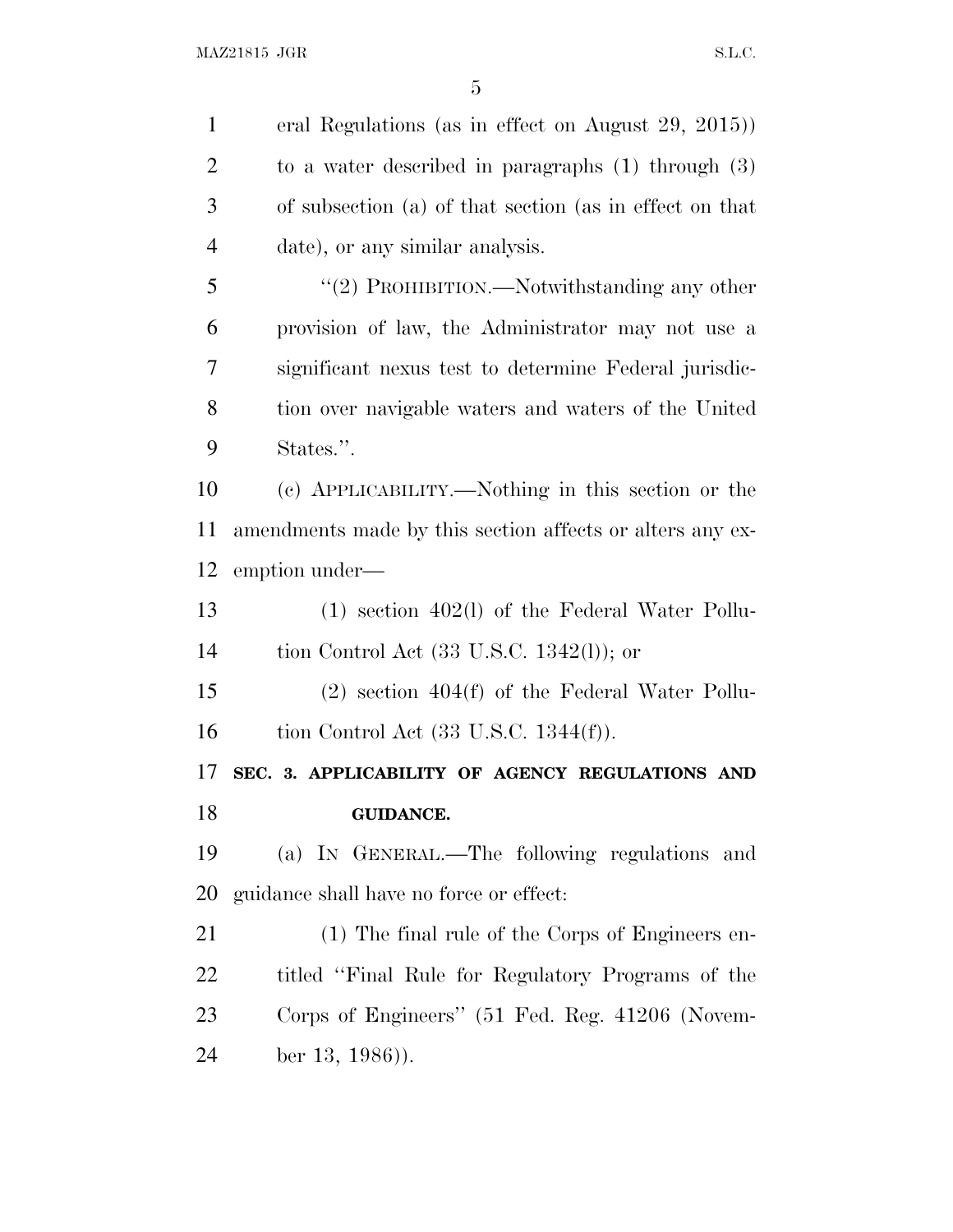eral Regulations (as in effect on August 29, 2015)) to a water described in paragraphs (1) through (3) of subsection (a) of that section (as in effect on that date), or any similar analysis.

"(2) PROHIBITION.—Notwithstanding any other provision of law, the Administrator may not use a significant nexus test to determine Federal jurisdiction over navigable waters and waters of the United States.".

(c) APPLICABILITY.—Nothing in this section or the amendments made by this section affects or alters any exemption under—

(1) section 402(l) of the Federal Water Pollution Control Act (33 U.S.C. 1342(l)); or

(2) section 404(f) of the Federal Water Pollution Control Act (33 U.S.C. 1344(f)).

## SEC. 3. APPLICABILITY OF AGENCY REGULATIONS AND GUIDANCE.

(a) IN GENERAL.—The following regulations and guidance shall have no force or effect:

(1) The final rule of the Corps of Engineers entitled "Final Rule for Regulatory Programs of the Corps of Engineers" (51 Fed. Reg. 41206 (November 13, 1986)).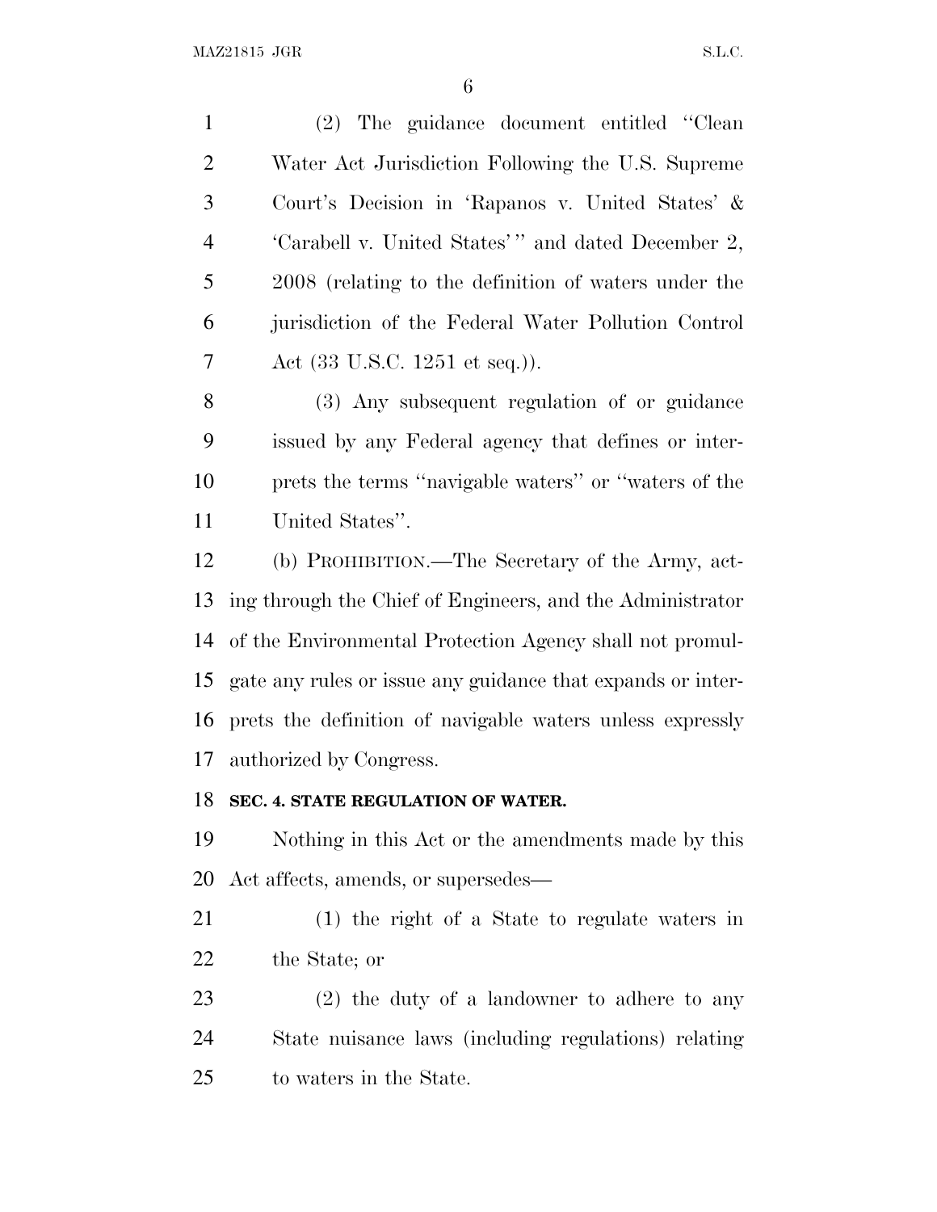(2) The guidance document entitled "Clean Water Act Jurisdiction Following the U.S. Supreme Court's Decision in 'Rapanos v. United States' & 'Carabell v. United States'" and dated December 2, 2008 (relating to the definition of waters under the jurisdiction of the Federal Water Pollution Control Act (33 U.S.C. 1251 et seq.)).

(3) Any subsequent regulation of or guidance issued by any Federal agency that defines or interprets the terms "navigable waters" or "waters of the United States".

(b) PROHIBITION.—The Secretary of the Army, acting through the Chief of Engineers, and the Administrator of the Environmental Protection Agency shall not promulgate any rules or issue any guidance that expands or interprets the definition of navigable waters unless expressly authorized by Congress.

**SEC. 4. STATE REGULATION OF WATER.**

Nothing in this Act or the amendments made by this Act affects, amends, or supersedes—

(1) the right of a State to regulate waters in the State; or

(2) the duty of a landowner to adhere to any State nuisance laws (including regulations) relating to waters in the State.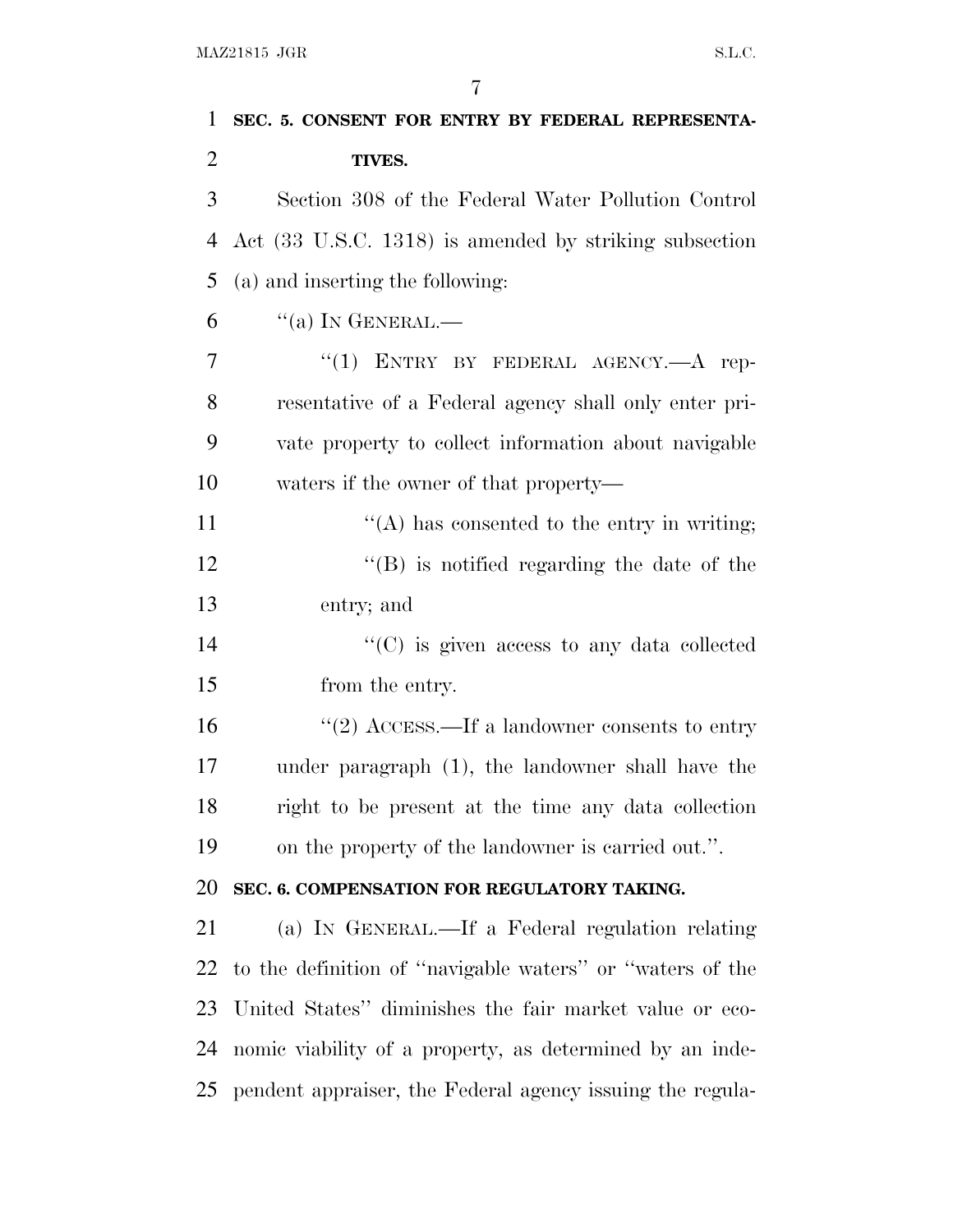**SEC. 5. CONSENT FOR ENTRY BY FEDERAL REPRESENTATIVES.**

Section 308 of the Federal Water Pollution Control Act (33 U.S.C. 1318) is amended by striking subsection (a) and inserting the following:

"(a) IN GENERAL.—

"(1) ENTRY BY FEDERAL AGENCY.—A representative of a Federal agency shall only enter private property to collect information about navigable waters if the owner of that property—

"(A) has consented to the entry in writing;

"(B) is notified regarding the date of the entry; and

"(C) is given access to any data collected from the entry.

"(2) ACCESS.—If a landowner consents to entry under paragraph (1), the landowner shall have the right to be present at the time any data collection on the property of the landowner is carried out.".

**SEC. 6. COMPENSATION FOR REGULATORY TAKING.**

(a) IN GENERAL.—If a Federal regulation relating to the definition of "navigable waters" or "waters of the United States" diminishes the fair market value or economic viability of a property, as determined by an independent appraiser, the Federal agency issuing the regula-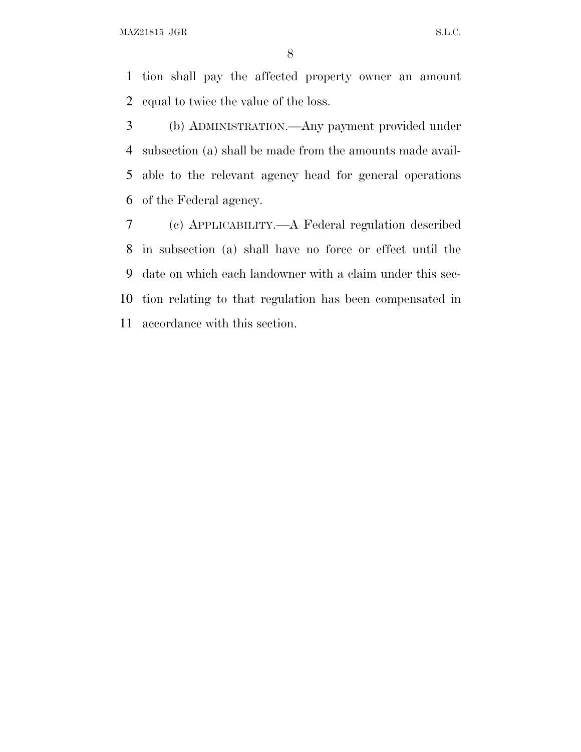tion shall pay the affected property owner an amount equal to twice the value of the loss.

(b) ADMINISTRATION.—Any payment provided under subsection (a) shall be made from the amounts made available to the relevant agency head for general operations of the Federal agency.

(c) APPLICABILITY.—A Federal regulation described in subsection (a) shall have no force or effect until the date on which each landowner with a claim under this section relating to that regulation has been compensated in accordance with this section.